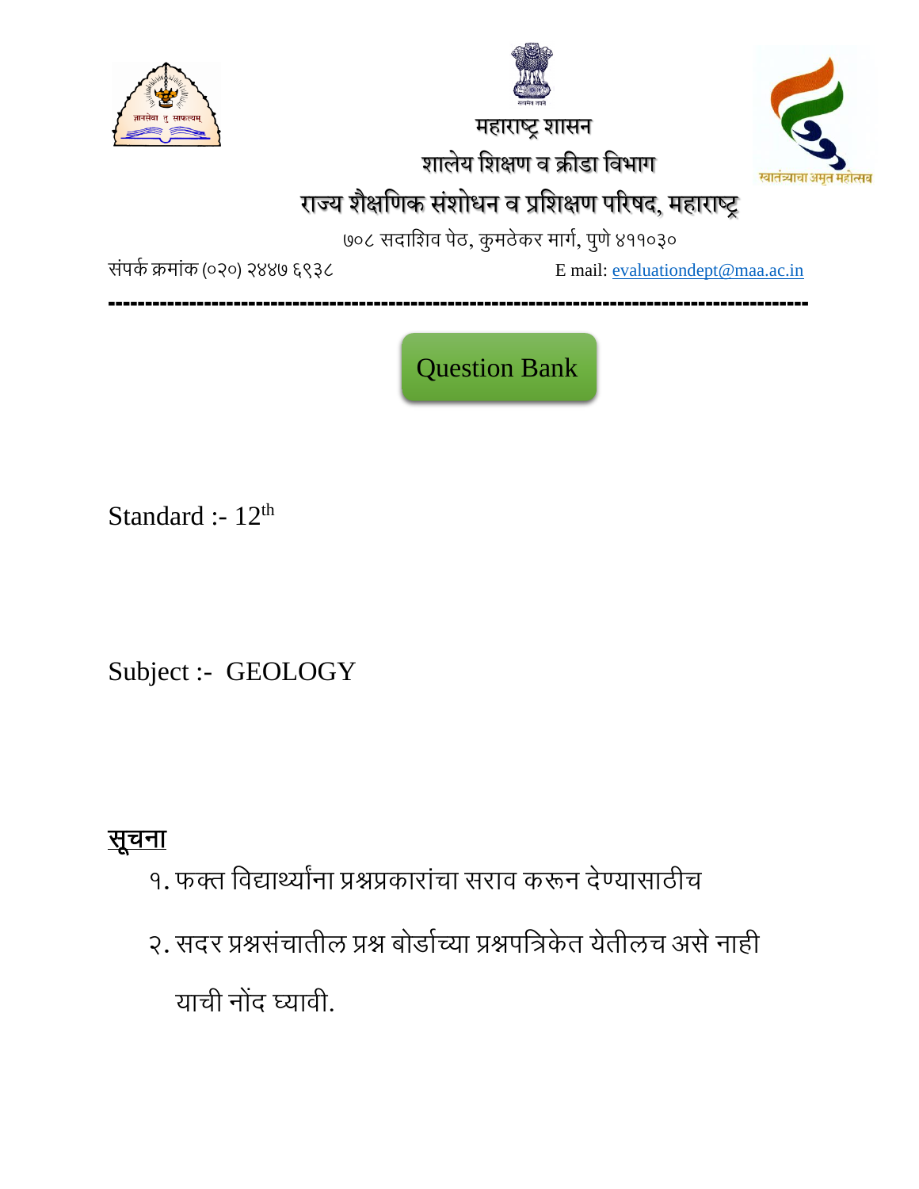महाराष्ट्र शासन

शालेय शिक्षण व क्रीडा विभाग

# राज्य शैक्षणिक संशोधन व प्रशिक्षण परिषद, महाराष्ट्र

७०८ सदाशिव पेठ, कुमठेकर मार्ग, पुणे ४११०३०

संपर्क क्रमांक (०२०) २४४७ ६९३८ E mail: evaluationdept@maa.ac.in

---

## Question Bank

Standard :- 12th

Subject :- GEOLOGY

**सूचना**

१. फक्त विद्यार्थ्यांना प्रश्नप्रकारांचा सराव करून देण्यासाठीच

२. सदर प्रश्नसंचातील प्रश्न बोर्डाच्या प्रश्नपत्रिकेत येतीलच असे नाही याची नोंद घ्यावी.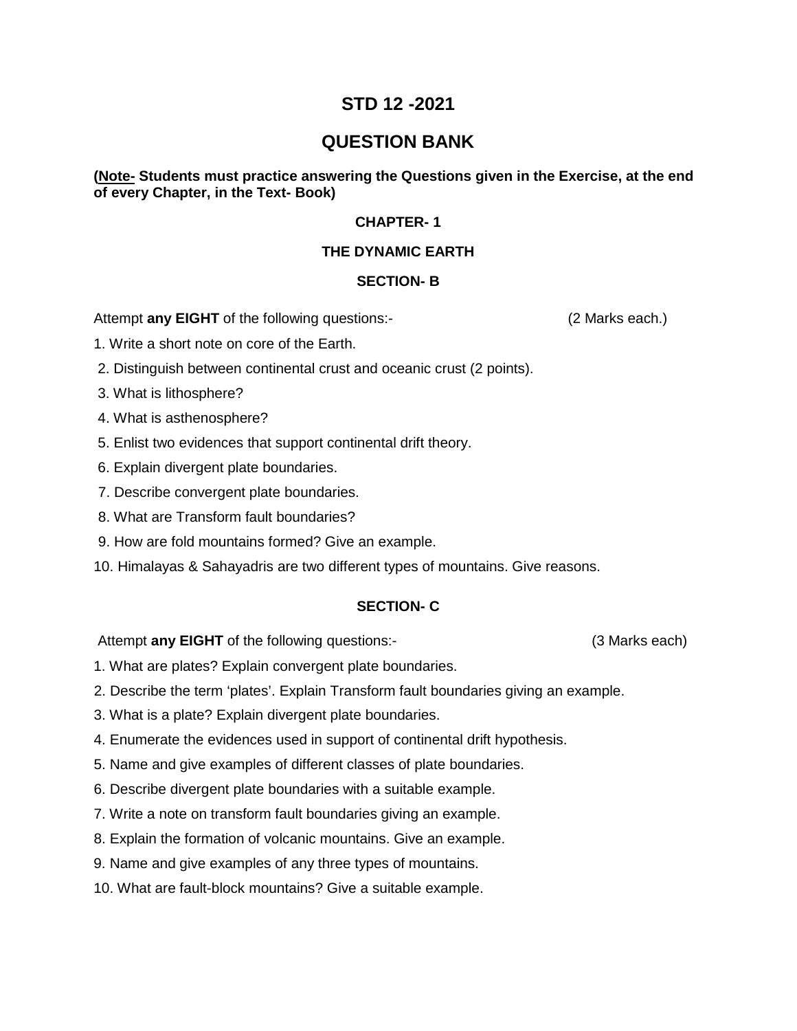# STD 12 -2021

# QUESTION BANK

**(<u>Note-</u> Students must practice answering the Questions given in the Exercise, at the end of every Chapter, in the Text- Book)**

### CHAPTER- 1

### THE DYNAMIC EARTH

### SECTION- B

Attempt **any EIGHT** of the following questions:- (2 Marks each.)

1. Write a short note on core of the Earth.
2. Distinguish between continental crust and oceanic crust (2 points).
3. What is lithosphere?
4. What is asthenosphere?
5. Enlist two evidences that support continental drift theory.
6. Explain divergent plate boundaries.
7. Describe convergent plate boundaries.
8. What are Transform fault boundaries?
9. How are fold mountains formed? Give an example.
10. Himalayas & Sahayadris are two different types of mountains. Give reasons.

### SECTION- C

Attempt **any EIGHT** of the following questions:- (3 Marks each)

1. What are plates? Explain convergent plate boundaries.
2. Describe the term 'plates'. Explain Transform fault boundaries giving an example.
3. What is a plate? Explain divergent plate boundaries.
4. Enumerate the evidences used in support of continental drift hypothesis.
5. Name and give examples of different classes of plate boundaries.
6. Describe divergent plate boundaries with a suitable example.
7. Write a note on transform fault boundaries giving an example.
8. Explain the formation of volcanic mountains. Give an example.
9. Name and give examples of any three types of mountains.
10. What are fault-block mountains? Give a suitable example.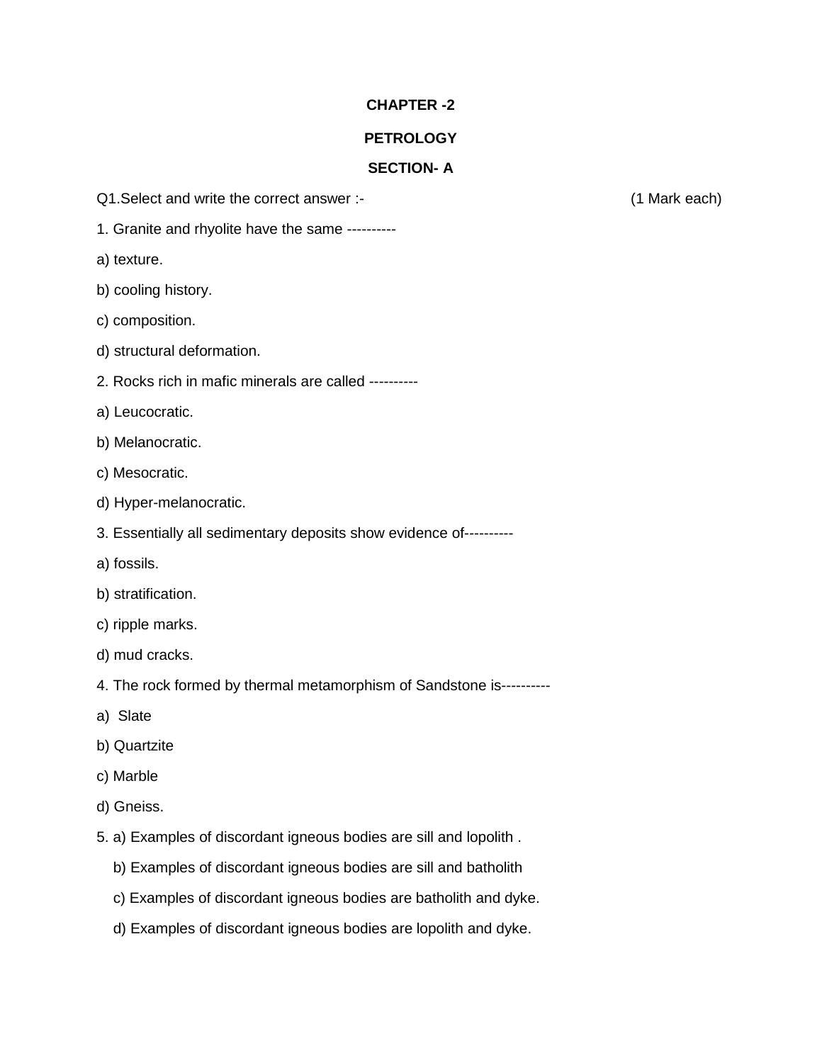# CHAPTER -2

## PETROLOGY

### SECTION- A

Q1.Select and write the correct answer :- (1 Mark each)

1. Granite and rhyolite have the same ----------

a) texture.

b) cooling history.

c) composition.

d) structural deformation.

2. Rocks rich in mafic minerals are called ----------

a) Leucocratic.

b) Melanocratic.

c) Mesocratic.

d) Hyper-melanocratic.

3. Essentially all sedimentary deposits show evidence of----------

a) fossils.

b) stratification.

c) ripple marks.

d) mud cracks.

4. The rock formed by thermal metamorphism of Sandstone is----------

a) Slate

b) Quartzite

c) Marble

d) Gneiss.

5. a) Examples of discordant igneous bodies are sill and lopolith .

b) Examples of discordant igneous bodies are sill and batholith

c) Examples of discordant igneous bodies are batholith and dyke.

d) Examples of discordant igneous bodies are lopolith and dyke.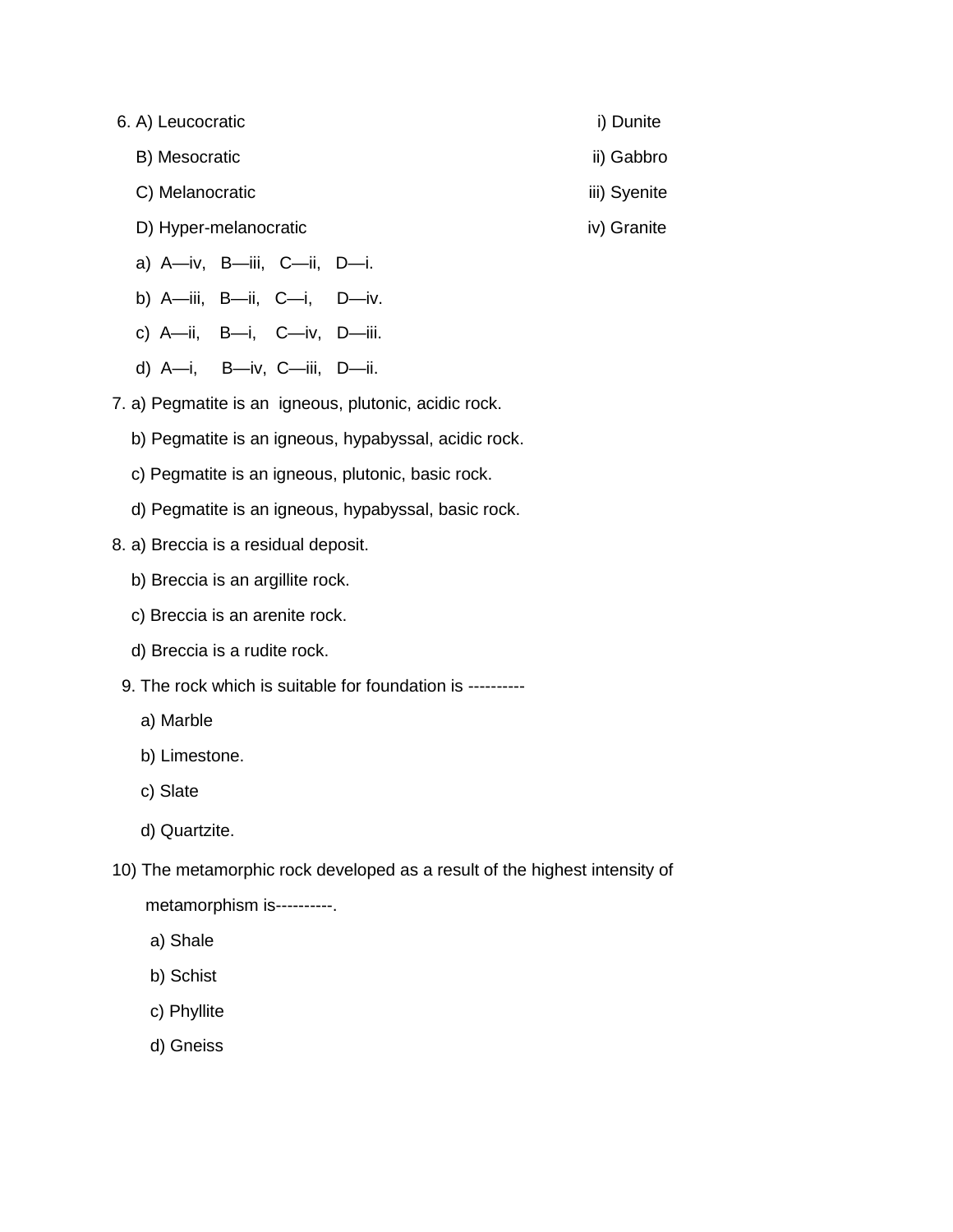6. A) Leucocratic — i) Dunite

   B) Mesocratic — ii) Gabbro

   C) Melanocratic — iii) Syenite

   D) Hyper-melanocratic — iv) Granite

   a) A—iv, B—iii, C—ii, D—i.

   b) A—iii, B—ii, C—i, D—iv.

   c) A—ii, B—i, C—iv, D—iii.

   d) A—i, B—iv, C—iii, D—ii.

7. a) Pegmatite is an igneous, plutonic, acidic rock.

   b) Pegmatite is an igneous, hypabyssal, acidic rock.

   c) Pegmatite is an igneous, plutonic, basic rock.

   d) Pegmatite is an igneous, hypabyssal, basic rock.

8. a) Breccia is a residual deposit.

   b) Breccia is an argillite rock.

   c) Breccia is an arenite rock.

   d) Breccia is a rudite rock.

9. The rock which is suitable for foundation is ----------

   a) Marble

   b) Limestone.

   c) Slate

   d) Quartzite.

10) The metamorphic rock developed as a result of the highest intensity of metamorphism is----------.

   a) Shale

   b) Schist

   c) Phyllite

   d) Gneiss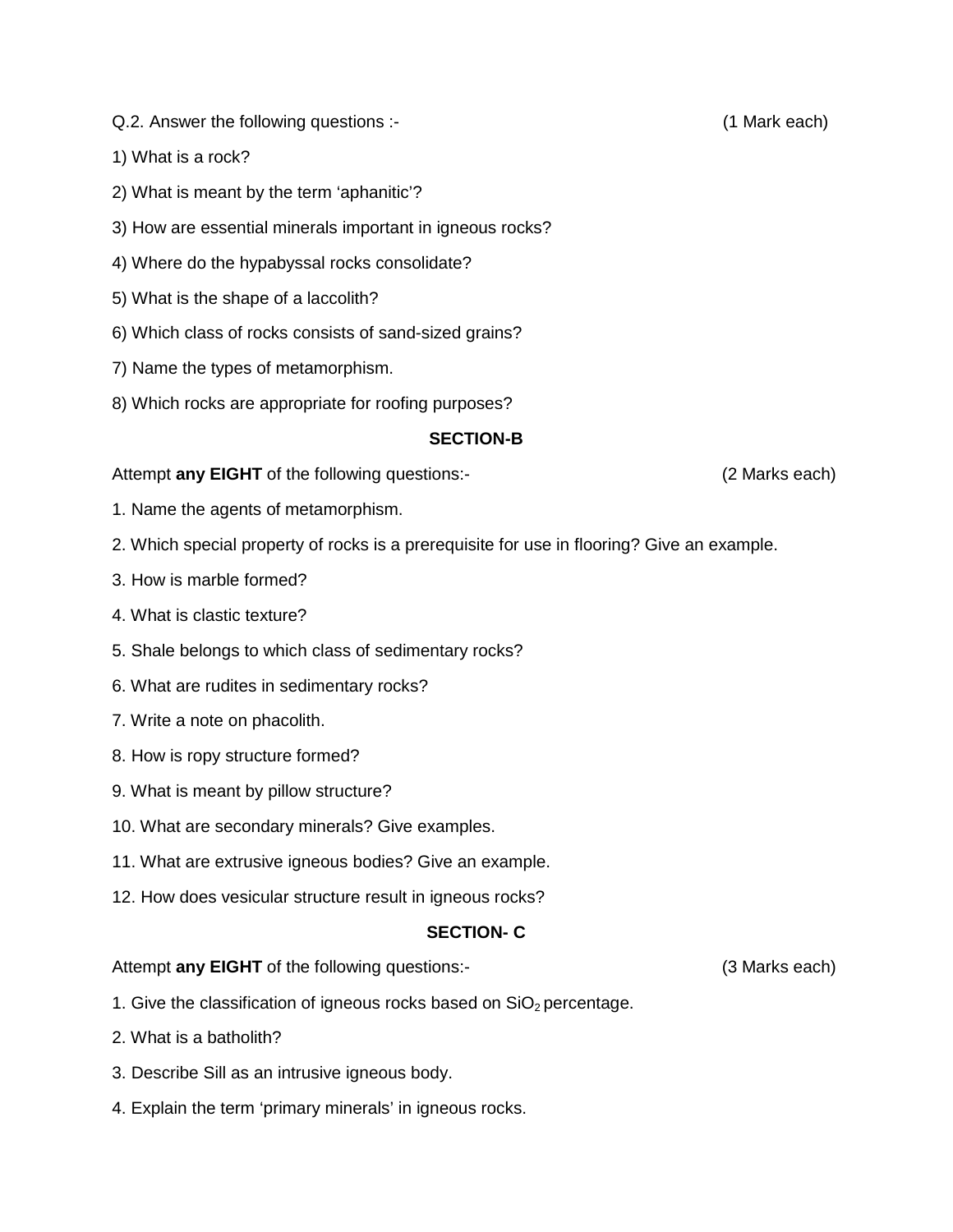Q.2. Answer the following questions :- (1 Mark each)

1) What is a rock?

2) What is meant by the term 'aphanitic'?

3) How are essential minerals important in igneous rocks?

4) Where do the hypabyssal rocks consolidate?

5) What is the shape of a laccolith?

6) Which class of rocks consists of sand-sized grains?

7) Name the types of metamorphism.

8) Which rocks are appropriate for roofing purposes?

## SECTION-B

Attempt **any EIGHT** of the following questions:- (2 Marks each)

1. Name the agents of metamorphism.
2. Which special property of rocks is a prerequisite for use in flooring? Give an example.
3. How is marble formed?
4. What is clastic texture?
5. Shale belongs to which class of sedimentary rocks?
6. What are rudites in sedimentary rocks?
7. Write a note on phacolith.
8. How is ropy structure formed?
9. What is meant by pillow structure?
10. What are secondary minerals? Give examples.
11. What are extrusive igneous bodies? Give an example.
12. How does vesicular structure result in igneous rocks?

## SECTION- C

Attempt **any EIGHT** of the following questions:- (3 Marks each)

1. Give the classification of igneous rocks based on $SiO_2$ percentage.
2. What is a batholith?
3. Describe Sill as an intrusive igneous body.
4. Explain the term 'primary minerals' in igneous rocks.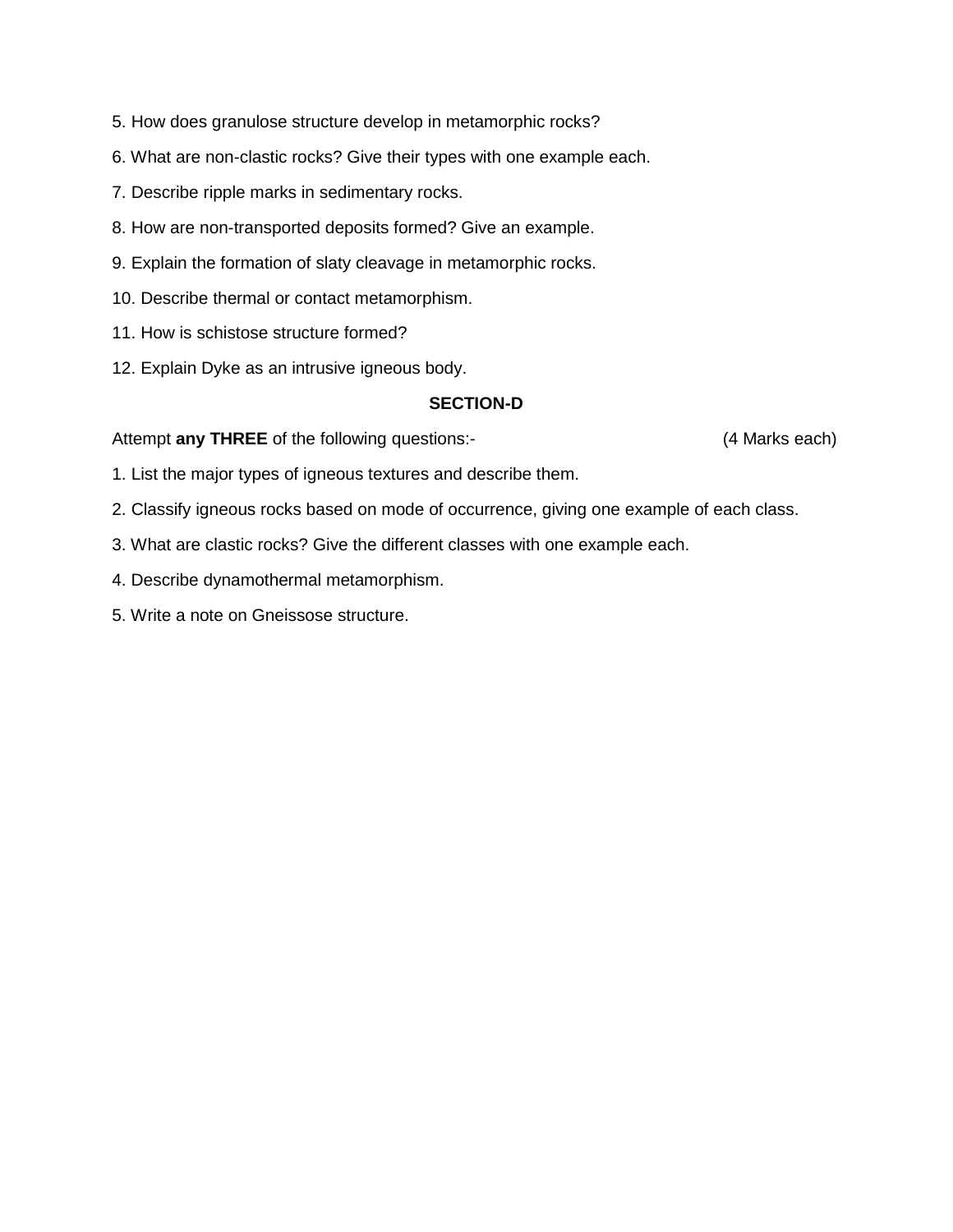5. How does granulose structure develop in metamorphic rocks?

6. What are non-clastic rocks? Give their types with one example each.

7. Describe ripple marks in sedimentary rocks.

8. How are non-transported deposits formed? Give an example.

9. Explain the formation of slaty cleavage in metamorphic rocks.

10. Describe thermal or contact metamorphism.

11. How is schistose structure formed?

12. Explain Dyke as an intrusive igneous body.

## SECTION-D

Attempt **any THREE** of the following questions:- (4 Marks each)

1. List the major types of igneous textures and describe them.

2. Classify igneous rocks based on mode of occurrence, giving one example of each class.

3. What are clastic rocks? Give the different classes with one example each.

4. Describe dynamothermal metamorphism.

5. Write a note on Gneissose structure.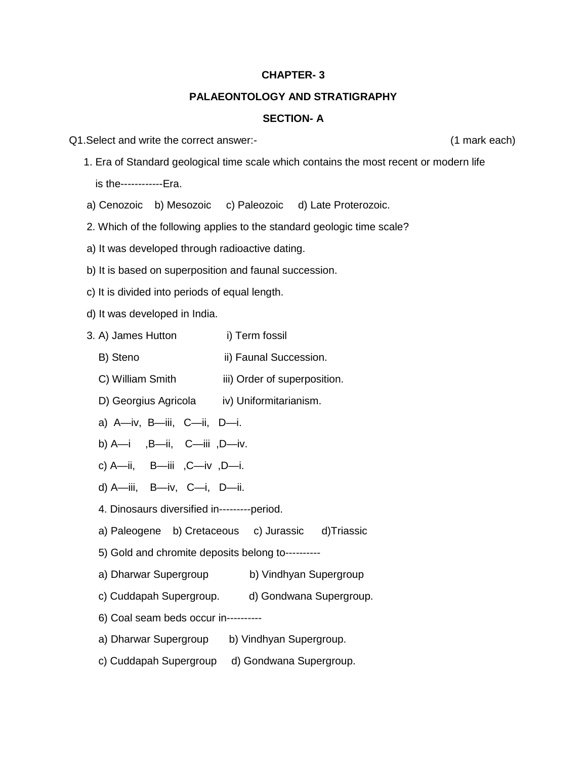# CHAPTER- 3

## PALAEONTOLOGY AND STRATIGRAPHY

### SECTION- A

Q1.Select and write the correct answer:- (1 mark each)

1. Era of Standard geological time scale which contains the most recent or modern life is the------------Era.

   a) Cenozoic b) Mesozoic c) Paleozoic d) Late Proterozoic.

2. Which of the following applies to the standard geologic time scale?

   a) It was developed through radioactive dating.

   b) It is based on superposition and faunal succession.

   c) It is divided into periods of equal length.

   d) It was developed in India.

3. A) James Hutton i) Term fossil

   B) Steno ii) Faunal Succession.

   C) William Smith iii) Order of superposition.

   D) Georgius Agricola iv) Uniformitarianism.

   a) A—iv, B—iii, C—ii, D—i.

   b) A—i ,B—ii, C—iii ,D—iv.

   c) A—ii, B—iii ,C—iv ,D—i.

   d) A—iii, B—iv, C—i, D—ii.

4. Dinosaurs diversified in---------period.

   a) Paleogene b) Cretaceous c) Jurassic d)Triassic

5) Gold and chromite deposits belong to----------

   a) Dharwar Supergroup b) Vindhyan Supergroup

   c) Cuddapah Supergroup. d) Gondwana Supergroup.

6) Coal seam beds occur in----------

   a) Dharwar Supergroup b) Vindhyan Supergroup.

   c) Cuddapah Supergroup d) Gondwana Supergroup.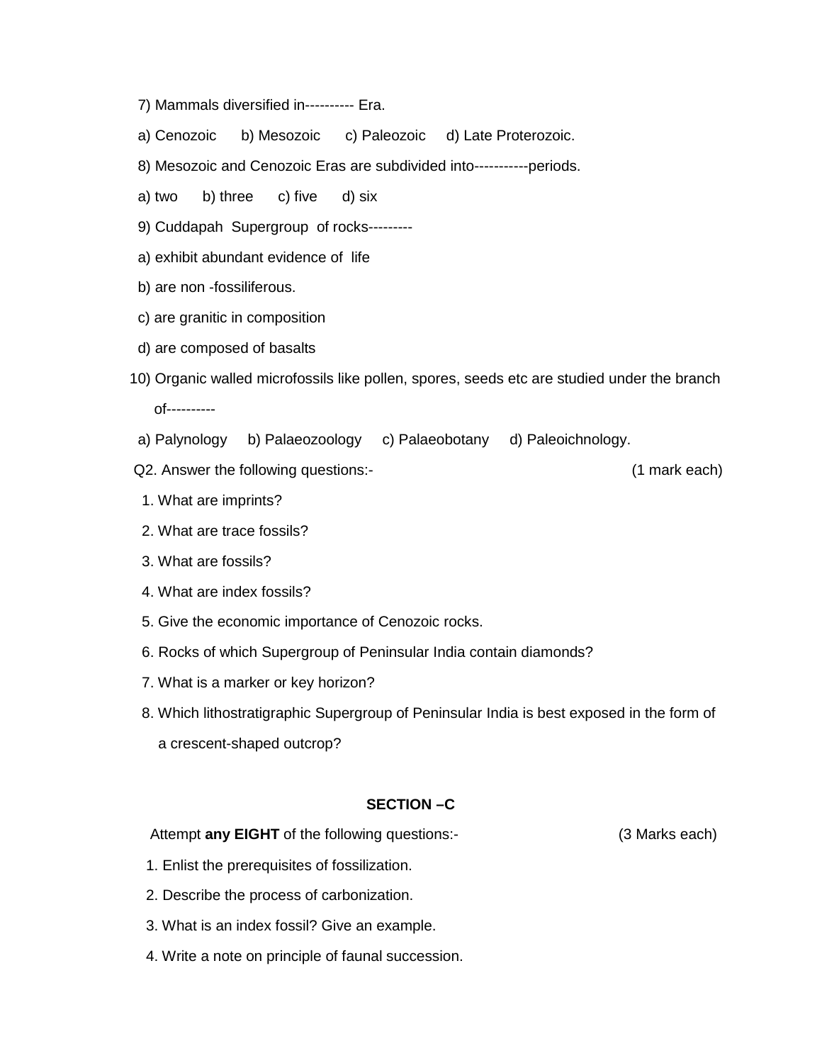7) Mammals diversified in---------- Era.

a) Cenozoic b) Mesozoic c) Paleozoic d) Late Proterozoic.

8) Mesozoic and Cenozoic Eras are subdivided into-----------periods.

a) two b) three c) five d) six

9) Cuddapah Supergroup of rocks---------

a) exhibit abundant evidence of life

b) are non -fossiliferous.

c) are granitic in composition

d) are composed of basalts

10) Organic walled microfossils like pollen, spores, seeds etc are studied under the branch of----------

a) Palynology b) Palaeozoology c) Palaeobotany d) Paleoichnology.

Q2. Answer the following questions:- (1 mark each)

1. What are imprints?
2. What are trace fossils?
3. What are fossils?
4. What are index fossils?
5. Give the economic importance of Cenozoic rocks.
6. Rocks of which Supergroup of Peninsular India contain diamonds?
7. What is a marker or key horizon?
8. Which lithostratigraphic Supergroup of Peninsular India is best exposed in the form of a crescent-shaped outcrop?

## SECTION –C

Attempt **any EIGHT** of the following questions:- (3 Marks each)

1. Enlist the prerequisites of fossilization.
2. Describe the process of carbonization.
3. What is an index fossil? Give an example.
4. Write a note on principle of faunal succession.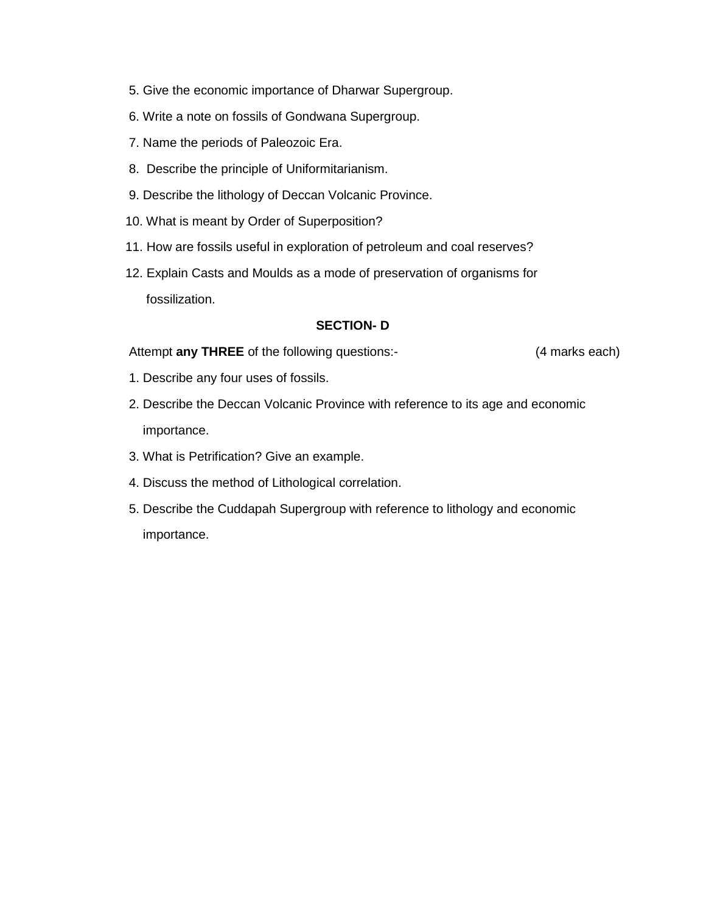5. Give the economic importance of Dharwar Supergroup.
6. Write a note on fossils of Gondwana Supergroup.
7. Name the periods of Paleozoic Era.
8. Describe the principle of Uniformitarianism.
9. Describe the lithology of Deccan Volcanic Province.
10. What is meant by Order of Superposition?
11. How are fossils useful in exploration of petroleum and coal reserves?
12. Explain Casts and Moulds as a mode of preservation of organisms for fossilization.

## SECTION- D

Attempt **any THREE** of the following questions:- (4 marks each)

1. Describe any four uses of fossils.
2. Describe the Deccan Volcanic Province with reference to its age and economic importance.
3. What is Petrification? Give an example.
4. Discuss the method of Lithological correlation.
5. Describe the Cuddapah Supergroup with reference to lithology and economic importance.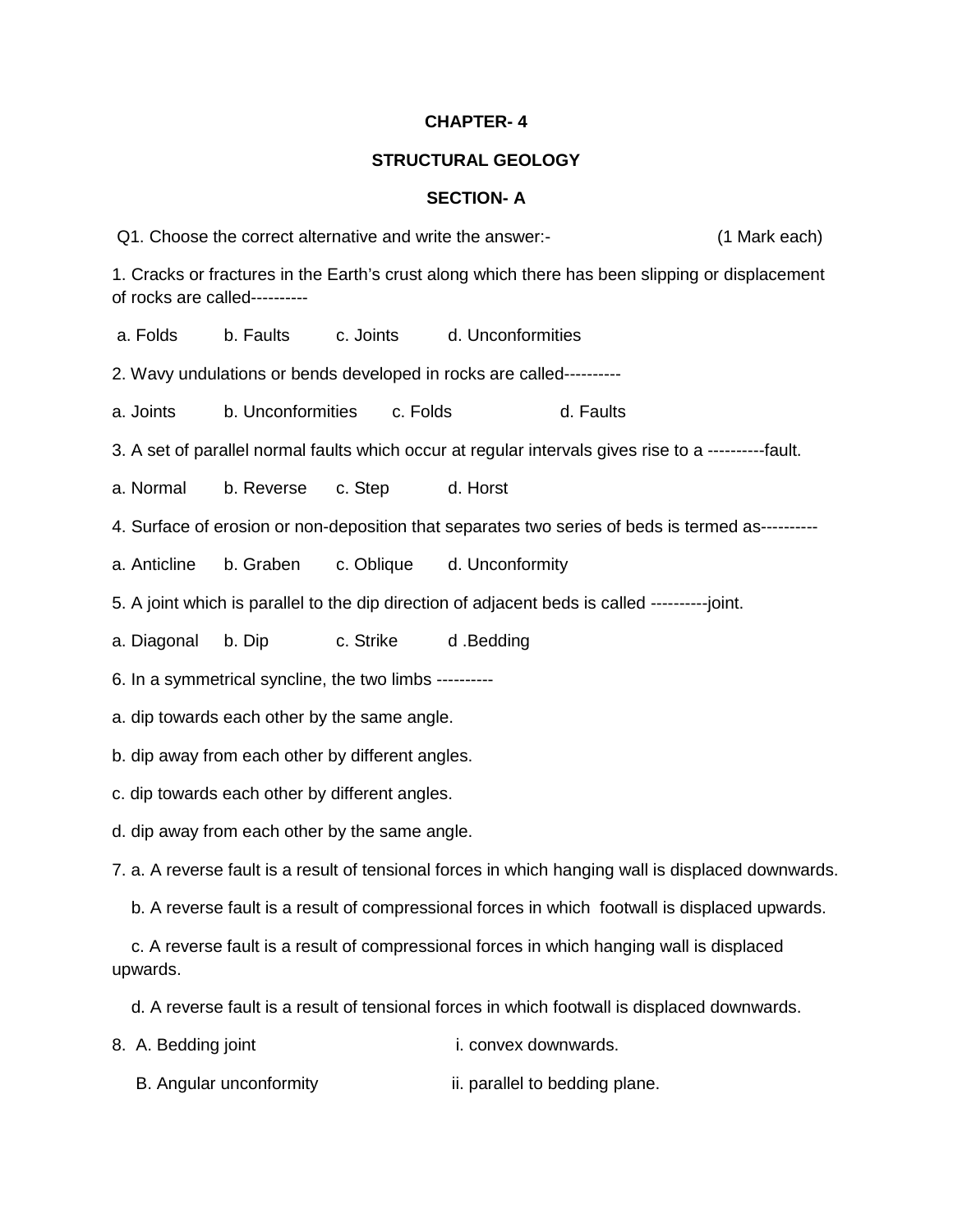**CHAPTER- 4**

**STRUCTURAL GEOLOGY**

**SECTION- A**

Q1. Choose the correct alternative and write the answer:- (1 Mark each)

1. Cracks or fractures in the Earth's crust along which there has been slipping or displacement of rocks are called----------

a. Folds b. Faults c. Joints d. Unconformities

2. Wavy undulations or bends developed in rocks are called----------

a. Joints b. Unconformities c. Folds d. Faults

3. A set of parallel normal faults which occur at regular intervals gives rise to a ----------fault.

a. Normal b. Reverse c. Step d. Horst

4. Surface of erosion or non-deposition that separates two series of beds is termed as----------

a. Anticline b. Graben c. Oblique d. Unconformity

5. A joint which is parallel to the dip direction of adjacent beds is called ----------joint.

a. Diagonal b. Dip c. Strike d .Bedding

6. In a symmetrical syncline, the two limbs ----------

a. dip towards each other by the same angle.

b. dip away from each other by different angles.

c. dip towards each other by different angles.

d. dip away from each other by the same angle.

7. a. A reverse fault is a result of tensional forces in which hanging wall is displaced downwards.

b. A reverse fault is a result of compressional forces in which footwall is displaced upwards.

c. A reverse fault is a result of compressional forces in which hanging wall is displaced upwards.

d. A reverse fault is a result of tensional forces in which footwall is displaced downwards.

8. A. Bedding joint i. convex downwards.

B. Angular unconformity ii. parallel to bedding plane.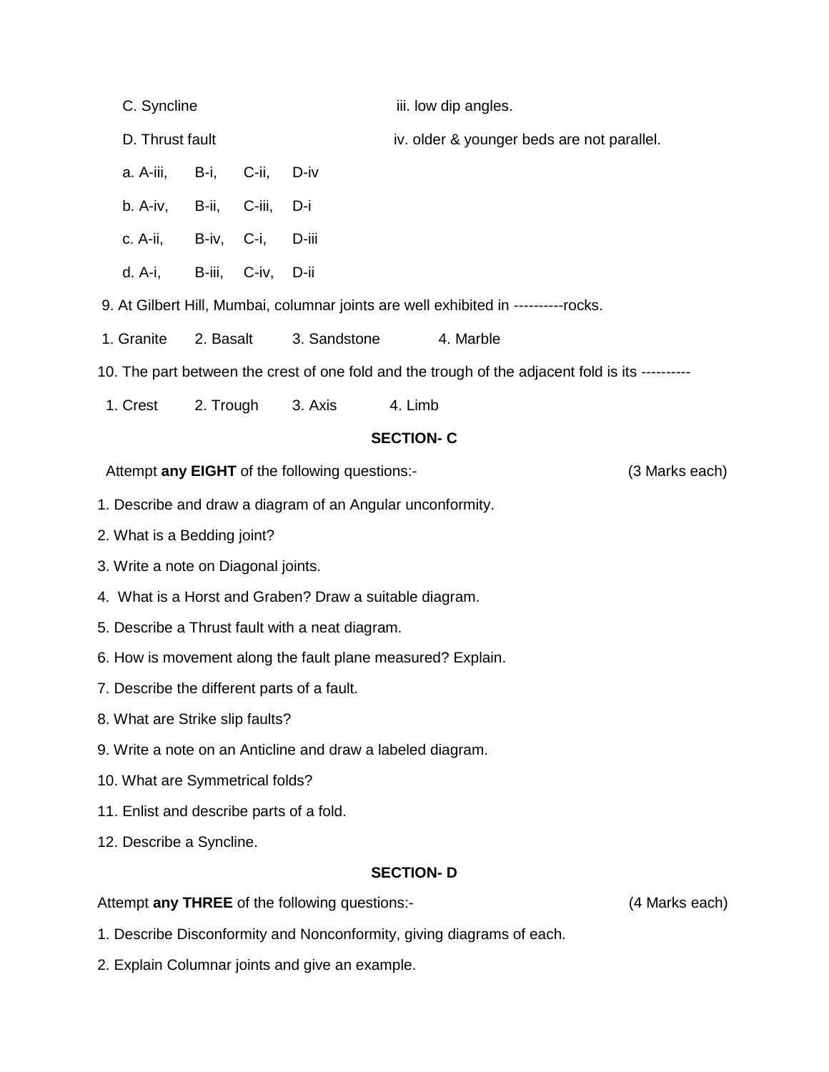C. Syncline iii. low dip angles.

D. Thrust fault iv. older & younger beds are not parallel.

a. A-iii, B-i, C-ii, D-iv

b. A-iv, B-ii, C-iii, D-i

c. A-ii, B-iv, C-i, D-iii

d. A-i, B-iii, C-iv, D-ii

9. At Gilbert Hill, Mumbai, columnar joints are well exhibited in ----------rocks.

1. Granite 2. Basalt 3. Sandstone 4. Marble

10. The part between the crest of one fold and the trough of the adjacent fold is its ----------

1. Crest 2. Trough 3. Axis 4. Limb

## SECTION- C

Attempt **any EIGHT** of the following questions:- (3 Marks each)

1. Describe and draw a diagram of an Angular unconformity.
2. What is a Bedding joint?
3. Write a note on Diagonal joints.
4. What is a Horst and Graben? Draw a suitable diagram.
5. Describe a Thrust fault with a neat diagram.
6. How is movement along the fault plane measured? Explain.
7. Describe the different parts of a fault.
8. What are Strike slip faults?
9. Write a note on an Anticline and draw a labeled diagram.
10. What are Symmetrical folds?
11. Enlist and describe parts of a fold.
12. Describe a Syncline.

## SECTION- D

Attempt **any THREE** of the following questions:- (4 Marks each)

1. Describe Disconformity and Nonconformity, giving diagrams of each.
2. Explain Columnar joints and give an example.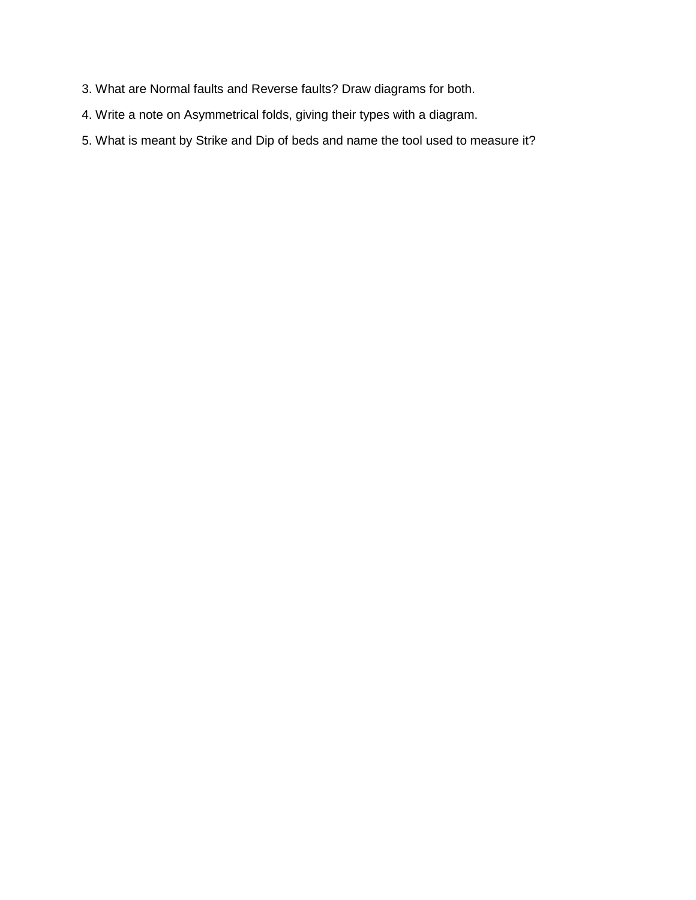3. What are Normal faults and Reverse faults? Draw diagrams for both.
4. Write a note on Asymmetrical folds, giving their types with a diagram.
5. What is meant by Strike and Dip of beds and name the tool used to measure it?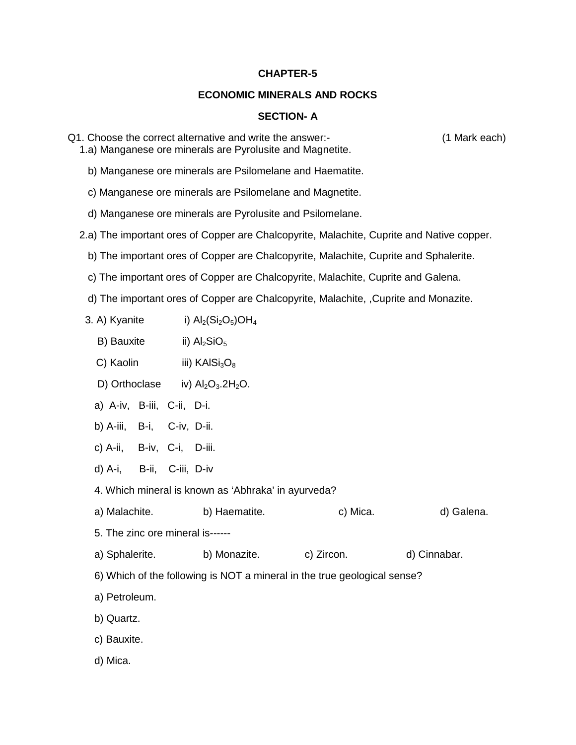**CHAPTER-5**

**ECONOMIC MINERALS AND ROCKS**

**SECTION- A**

Q1. Choose the correct alternative and write the answer:- (1 Mark each)

1.a) Manganese ore minerals are Pyrolusite and Magnetite.

b) Manganese ore minerals are Psilomelane and Haematite.

c) Manganese ore minerals are Psilomelane and Magnetite.

d) Manganese ore minerals are Pyrolusite and Psilomelane.

2.a) The important ores of Copper are Chalcopyrite, Malachite, Cuprite and Native copper.

b) The important ores of Copper are Chalcopyrite, Malachite, Cuprite and Sphalerite.

c) The important ores of Copper are Chalcopyrite, Malachite, Cuprite and Galena.

d) The important ores of Copper are Chalcopyrite, Malachite, ,Cuprite and Monazite.

3. A) Kyanite i) $Al_2(Si_2O_5)OH_4$

B) Bauxite ii) $Al_2SiO_5$

C) Kaolin iii) $KAlSi_3O_8$

D) Orthoclase iv) $Al_2O_3.2H_2O$.

a) A-iv, B-iii, C-ii, D-i.

b) A-iii, B-i, C-iv, D-ii.

c) A-ii, B-iv, C-i, D-iii.

d) A-i, B-ii, C-iii, D-iv

4. Which mineral is known as 'Abhraka' in ayurveda?

a) Malachite. b) Haematite. c) Mica. d) Galena.

5. The zinc ore mineral is------

a) Sphalerite. b) Monazite. c) Zircon. d) Cinnabar.

6) Which of the following is NOT a mineral in the true geological sense?

a) Petroleum.

b) Quartz.

c) Bauxite.

d) Mica.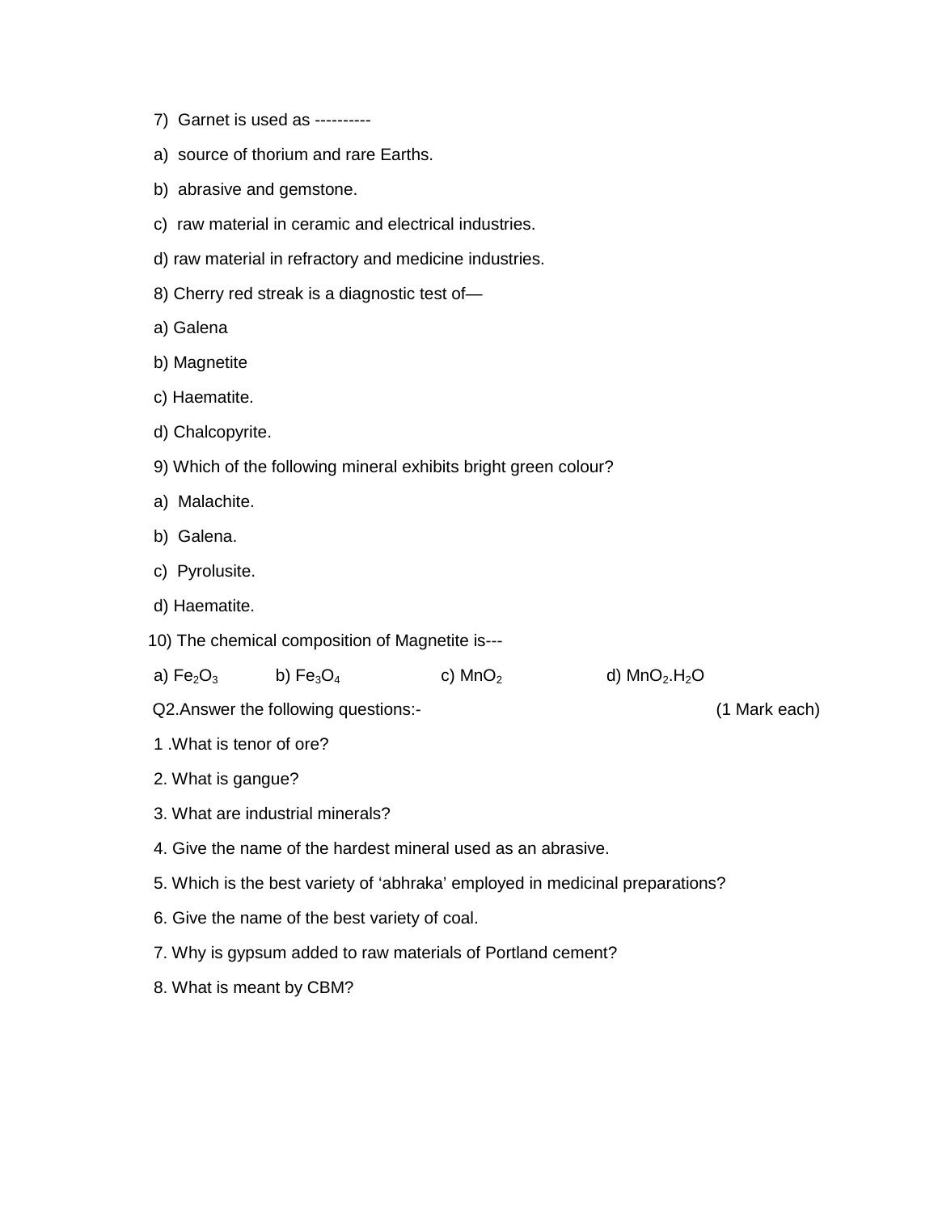7) Garnet is used as ----------

a) source of thorium and rare Earths.

b) abrasive and gemstone.

c) raw material in ceramic and electrical industries.

d) raw material in refractory and medicine industries.

8) Cherry red streak is a diagnostic test of—

a) Galena

b) Magnetite

c) Haematite.

d) Chalcopyrite.

9) Which of the following mineral exhibits bright green colour?

a) Malachite.

b) Galena.

c) Pyrolusite.

d) Haematite.

10) The chemical composition of Magnetite is---

a) $Fe_2O_3$ b) $Fe_3O_4$ c) $MnO_2$ d) $MnO_2.H_2O$

Q2.Answer the following questions:- (1 Mark each)

1 .What is tenor of ore?

2. What is gangue?

3. What are industrial minerals?

4. Give the name of the hardest mineral used as an abrasive.

5. Which is the best variety of 'abhraka' employed in medicinal preparations?

6. Give the name of the best variety of coal.

7. Why is gypsum added to raw materials of Portland cement?

8. What is meant by CBM?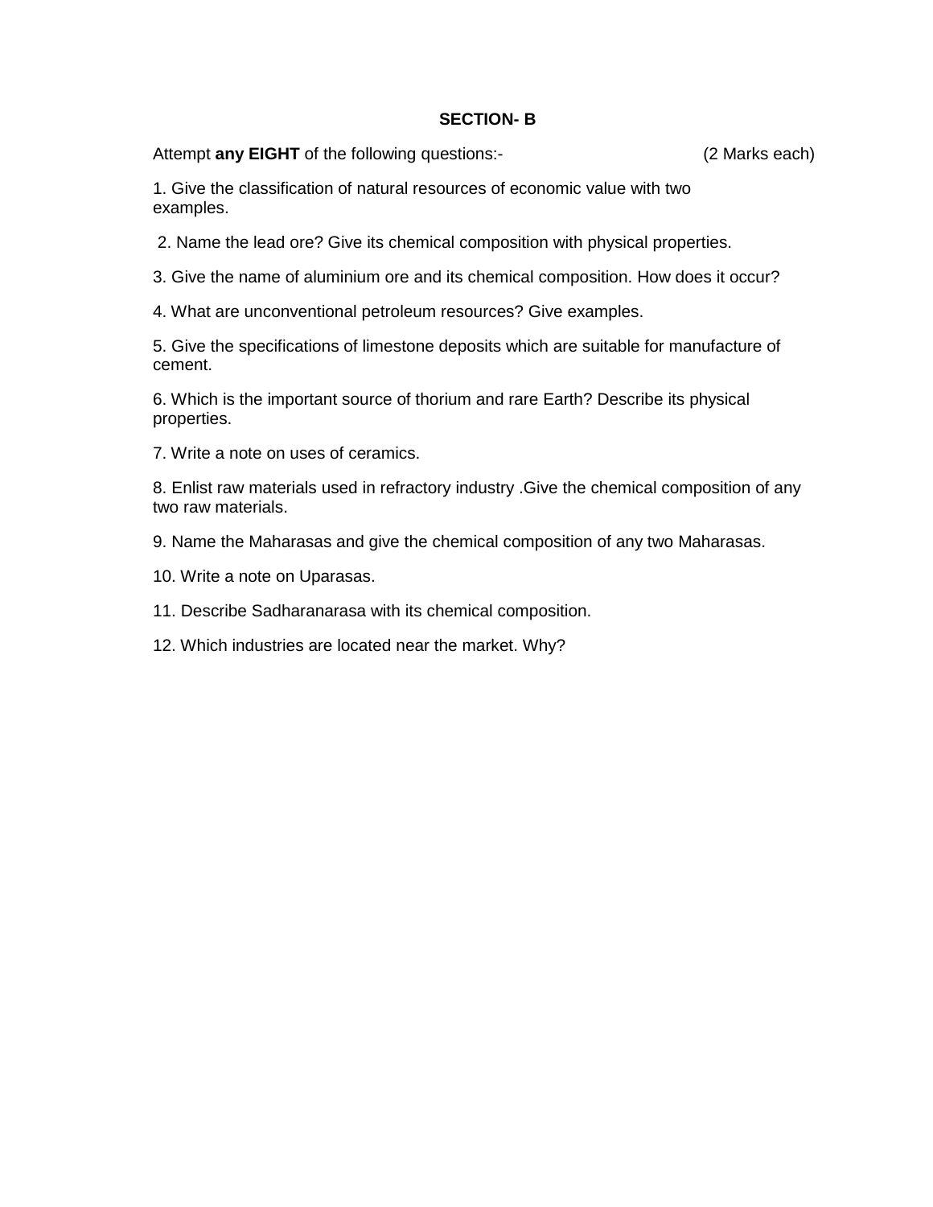## SECTION- B

Attempt **any EIGHT** of the following questions:- (2 Marks each)

1. Give the classification of natural resources of economic value with two examples.

2. Name the lead ore? Give its chemical composition with physical properties.

3. Give the name of aluminium ore and its chemical composition. How does it occur?

4. What are unconventional petroleum resources? Give examples.

5. Give the specifications of limestone deposits which are suitable for manufacture of cement.

6. Which is the important source of thorium and rare Earth? Describe its physical properties.

7. Write a note on uses of ceramics.

8. Enlist raw materials used in refractory industry .Give the chemical composition of any two raw materials.

9. Name the Maharasas and give the chemical composition of any two Maharasas.

10. Write a note on Uparasas.

11. Describe Sadharanarasa with its chemical composition.

12. Which industries are located near the market. Why?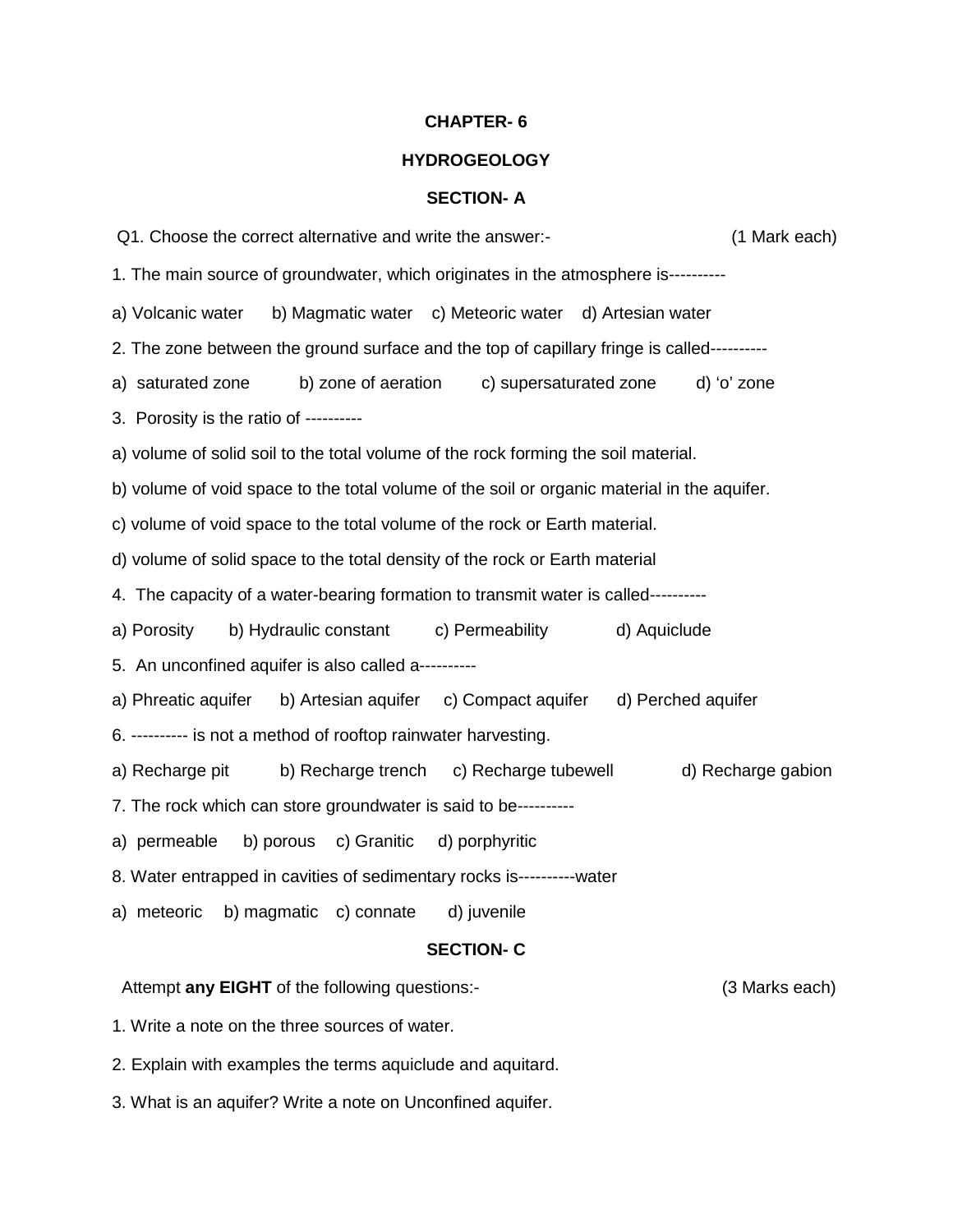# CHAPTER- 6

## HYDROGEOLOGY

### SECTION- A

Q1. Choose the correct alternative and write the answer:- (1 Mark each)

1. The main source of groundwater, which originates in the atmosphere is----------

a) Volcanic water b) Magmatic water c) Meteoric water d) Artesian water

2. The zone between the ground surface and the top of capillary fringe is called----------

a) saturated zone b) zone of aeration c) supersaturated zone d) 'o' zone

3. Porosity is the ratio of ----------

a) volume of solid soil to the total volume of the rock forming the soil material.

b) volume of void space to the total volume of the soil or organic material in the aquifer.

c) volume of void space to the total volume of the rock or Earth material.

d) volume of solid space to the total density of the rock or Earth material

4. The capacity of a water-bearing formation to transmit water is called----------

a) Porosity b) Hydraulic constant c) Permeability d) Aquiclude

5. An unconfined aquifer is also called a----------

a) Phreatic aquifer b) Artesian aquifer c) Compact aquifer d) Perched aquifer

6. ---------- is not a method of rooftop rainwater harvesting.

a) Recharge pit b) Recharge trench c) Recharge tubewell d) Recharge gabion

7. The rock which can store groundwater is said to be----------

a) permeable b) porous c) Granitic d) porphyritic

8. Water entrapped in cavities of sedimentary rocks is----------water

a) meteoric b) magmatic c) connate d) juvenile

### SECTION- C

Attempt **any EIGHT** of the following questions:- (3 Marks each)

1. Write a note on the three sources of water.

2. Explain with examples the terms aquiclude and aquitard.

3. What is an aquifer? Write a note on Unconfined aquifer.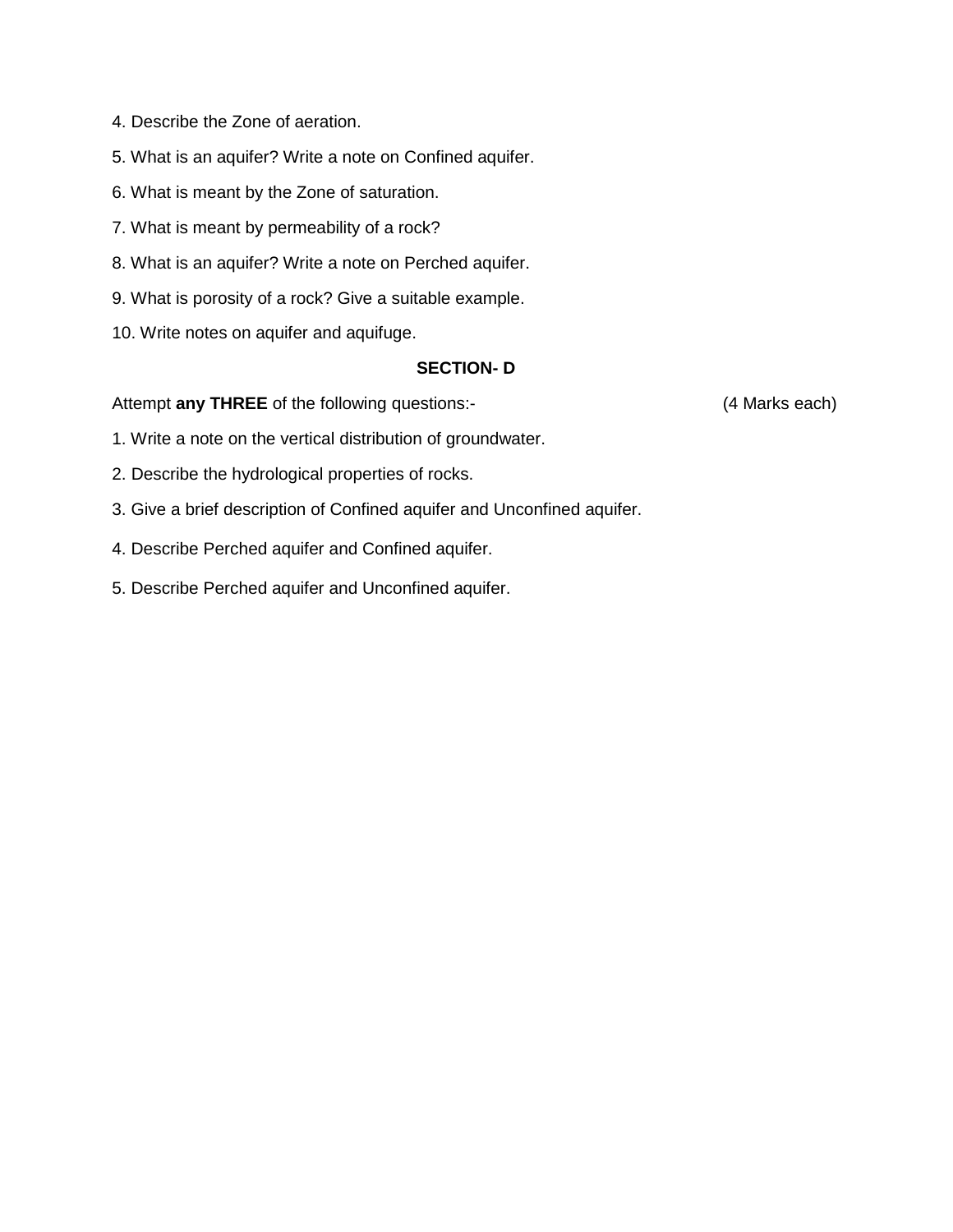4. Describe the Zone of aeration.

5. What is an aquifer? Write a note on Confined aquifer.

6. What is meant by the Zone of saturation.

7. What is meant by permeability of a rock?

8. What is an aquifer? Write a note on Perched aquifer.

9. What is porosity of a rock? Give a suitable example.

10. Write notes on aquifer and aquifuge.

## SECTION- D

Attempt **any THREE** of the following questions:- (4 Marks each)

1. Write a note on the vertical distribution of groundwater.

2. Describe the hydrological properties of rocks.

3. Give a brief description of Confined aquifer and Unconfined aquifer.

4. Describe Perched aquifer and Confined aquifer.

5. Describe Perched aquifer and Unconfined aquifer.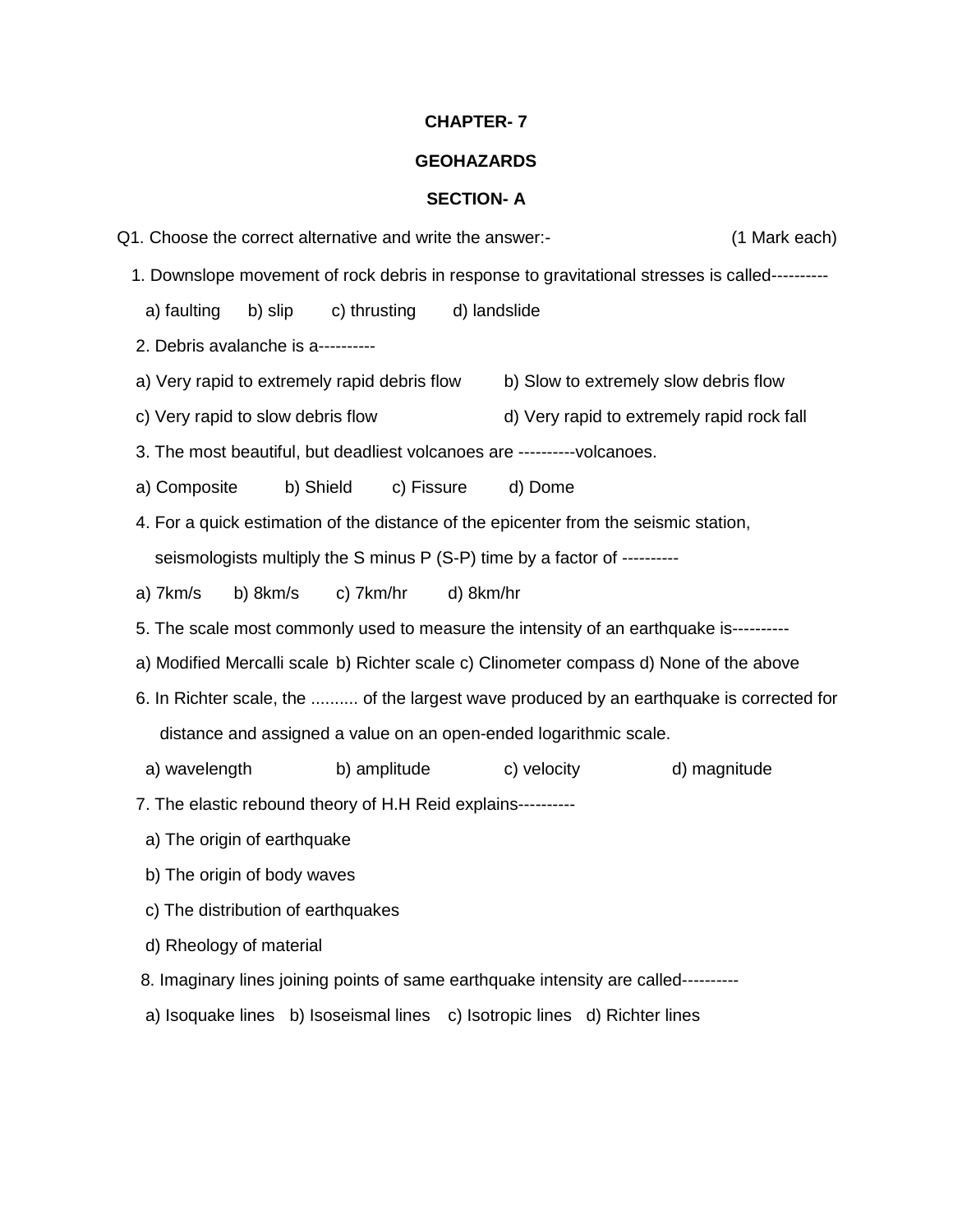**CHAPTER- 7**

**GEOHAZARDS**

**SECTION- A**

Q1. Choose the correct alternative and write the answer:- (1 Mark each)

1. Downslope movement of rock debris in response to gravitational stresses is called----------

   a) faulting b) slip c) thrusting d) landslide

2. Debris avalanche is a----------

   a) Very rapid to extremely rapid debris flow b) Slow to extremely slow debris flow

   c) Very rapid to slow debris flow d) Very rapid to extremely rapid rock fall

3. The most beautiful, but deadliest volcanoes are ----------volcanoes.

   a) Composite b) Shield c) Fissure d) Dome

4. For a quick estimation of the distance of the epicenter from the seismic station, seismologists multiply the S minus P (S-P) time by a factor of ----------

   a) 7km/s b) 8km/s c) 7km/hr d) 8km/hr

5. The scale most commonly used to measure the intensity of an earthquake is----------

   a) Modified Mercalli scale b) Richter scale c) Clinometer compass d) None of the above

6. In Richter scale, the .......... of the largest wave produced by an earthquake is corrected for distance and assigned a value on an open-ended logarithmic scale.

   a) wavelength b) amplitude c) velocity d) magnitude

7. The elastic rebound theory of H.H Reid explains----------

   a) The origin of earthquake

   b) The origin of body waves

   c) The distribution of earthquakes

   d) Rheology of material

8. Imaginary lines joining points of same earthquake intensity are called----------

   a) Isoquake lines b) Isoseismal lines c) Isotropic lines d) Richter lines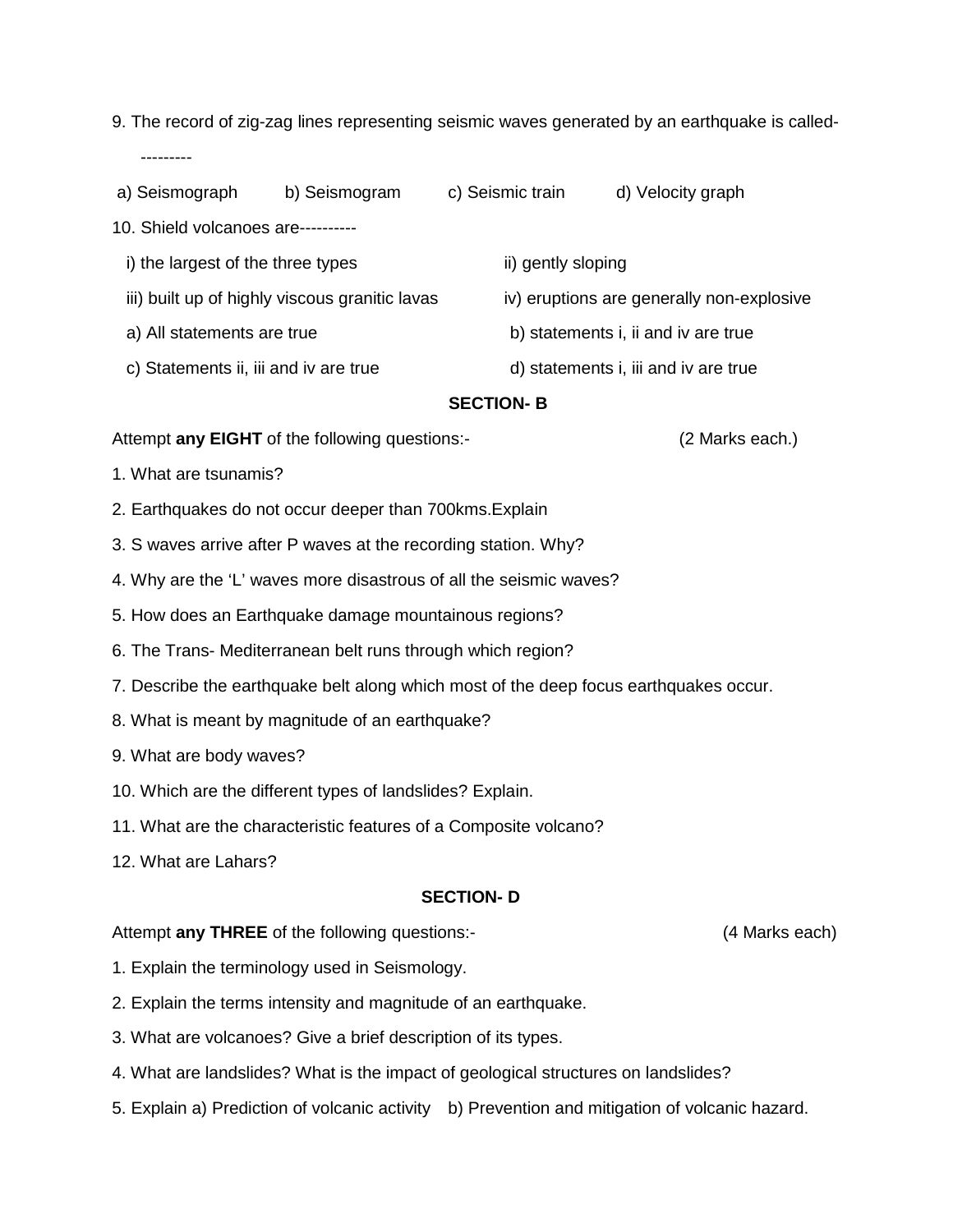9. The record of zig-zag lines representing seismic waves generated by an earthquake is called---------

a) Seismograph b) Seismogram c) Seismic train d) Velocity graph

10. Shield volcanoes are----------

i) the largest of the three types

ii) gently sloping

iii) built up of highly viscous granitic lavas

iv) eruptions are generally non-explosive

a) All statements are true

b) statements i, ii and iv are true

c) Statements ii, iii and iv are true

d) statements i, iii and iv are true

**SECTION- B**

Attempt **any EIGHT** of the following questions:- (2 Marks each.)

1. What are tsunamis?
2. Earthquakes do not occur deeper than 700kms.Explain
3. S waves arrive after P waves at the recording station. Why?
4. Why are the 'L' waves more disastrous of all the seismic waves?
5. How does an Earthquake damage mountainous regions?
6. The Trans- Mediterranean belt runs through which region?
7. Describe the earthquake belt along which most of the deep focus earthquakes occur.
8. What is meant by magnitude of an earthquake?
9. What are body waves?
10. Which are the different types of landslides? Explain.
11. What are the characteristic features of a Composite volcano?
12. What are Lahars?

**SECTION- D**

Attempt **any THREE** of the following questions:- (4 Marks each)

1. Explain the terminology used in Seismology.
2. Explain the terms intensity and magnitude of an earthquake.
3. What are volcanoes? Give a brief description of its types.
4. What are landslides? What is the impact of geological structures on landslides?
5. Explain a) Prediction of volcanic activity b) Prevention and mitigation of volcanic hazard.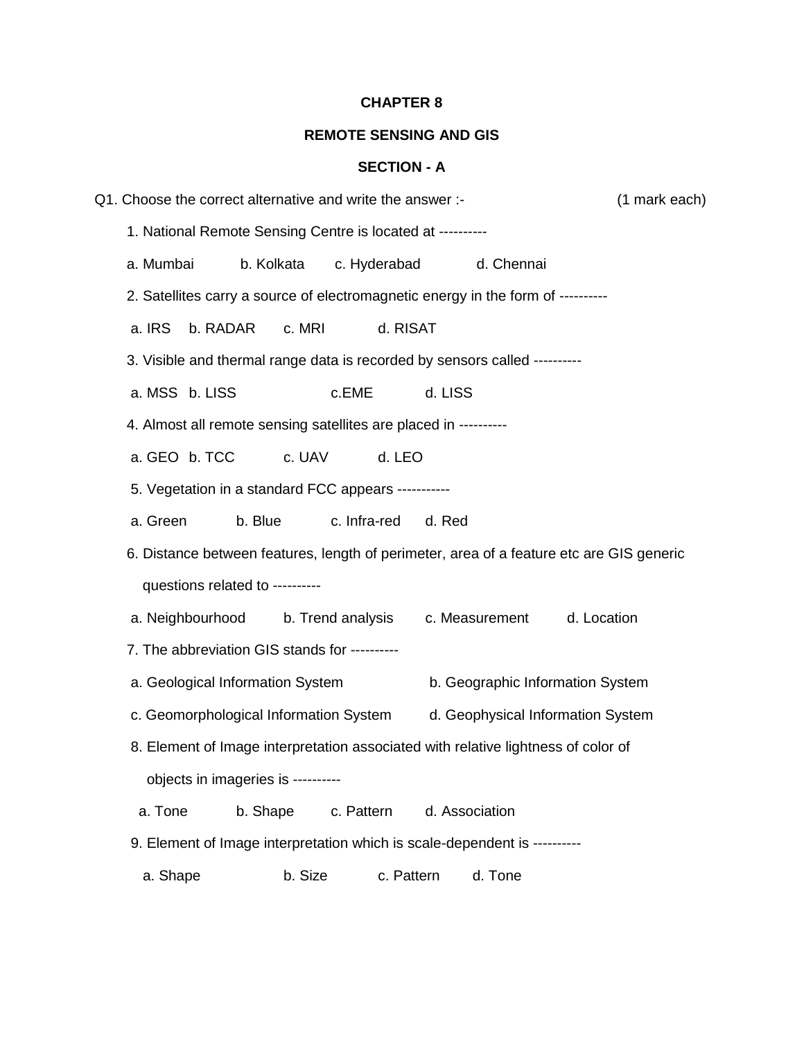# CHAPTER 8

## REMOTE SENSING AND GIS

### SECTION - A

Q1. Choose the correct alternative and write the answer :- (1 mark each)

1. National Remote Sensing Centre is located at ----------

   a. Mumbai b. Kolkata c. Hyderabad d. Chennai

2. Satellites carry a source of electromagnetic energy in the form of ----------

   a. IRS b. RADAR c. MRI d. RISAT

3. Visible and thermal range data is recorded by sensors called ----------

   a. MSS b. LISS c.EME d. LISS

4. Almost all remote sensing satellites are placed in ----------

   a. GEO b. TCC c. UAV d. LEO

5. Vegetation in a standard FCC appears -----------

   a. Green b. Blue c. Infra-red d. Red

6. Distance between features, length of perimeter, area of a feature etc are GIS generic questions related to ----------

   a. Neighbourhood b. Trend analysis c. Measurement d. Location

7. The abbreviation GIS stands for ----------

   a. Geological Information System b. Geographic Information System

   c. Geomorphological Information System d. Geophysical Information System

8. Element of Image interpretation associated with relative lightness of color of objects in imageries is ----------

   a. Tone b. Shape c. Pattern d. Association

9. Element of Image interpretation which is scale-dependent is ----------

   a. Shape b. Size c. Pattern d. Tone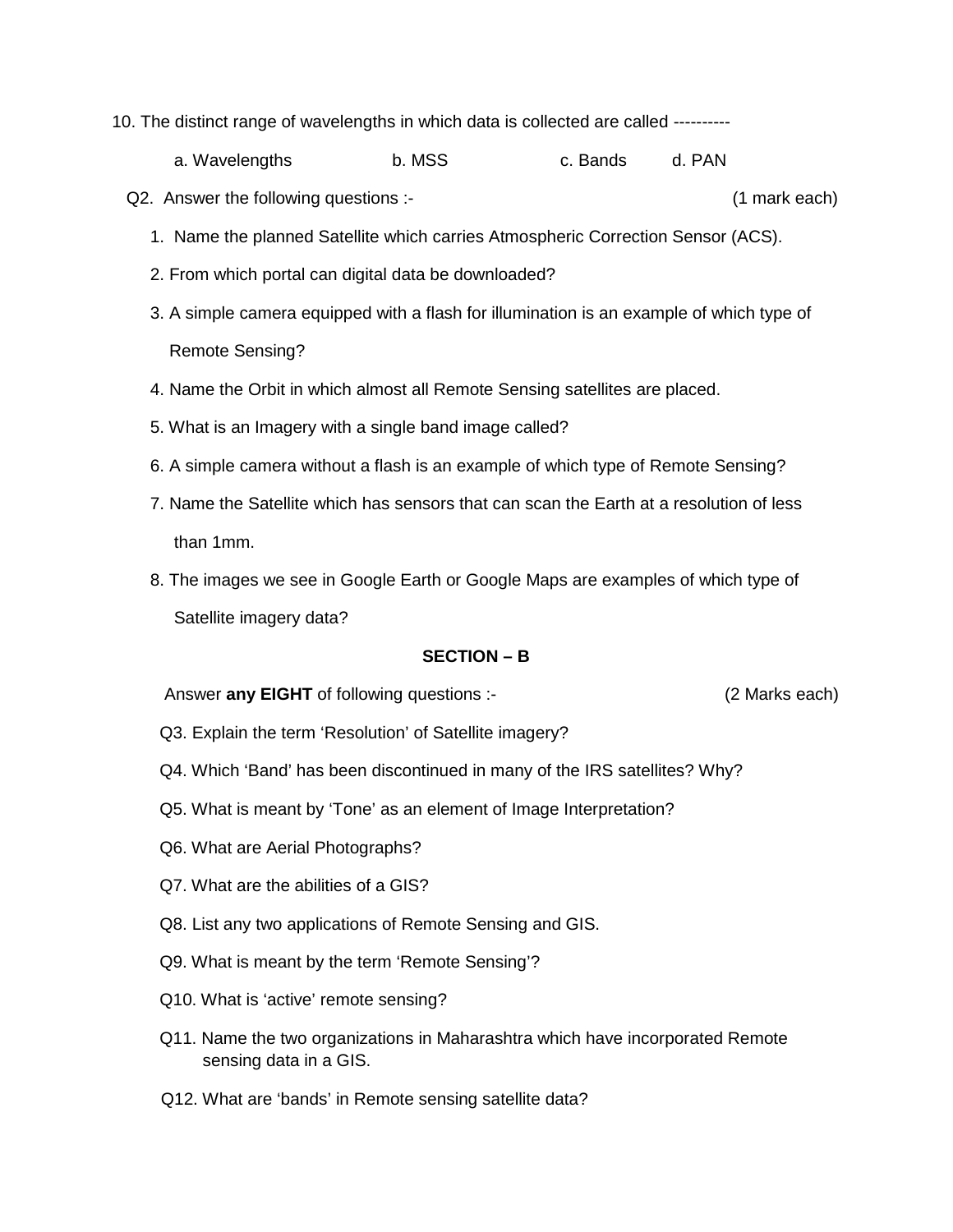10. The distinct range of wavelengths in which data is collected are called ----------

a. Wavelengths b. MSS c. Bands d. PAN

Q2. Answer the following questions :- (1 mark each)

1. Name the planned Satellite which carries Atmospheric Correction Sensor (ACS).
2. From which portal can digital data be downloaded?
3. A simple camera equipped with a flash for illumination is an example of which type of Remote Sensing?
4. Name the Orbit in which almost all Remote Sensing satellites are placed.
5. What is an Imagery with a single band image called?
6. A simple camera without a flash is an example of which type of Remote Sensing?
7. Name the Satellite which has sensors that can scan the Earth at a resolution of less than 1mm.
8. The images we see in Google Earth or Google Maps are examples of which type of Satellite imagery data?

## SECTION – B

Answer **any EIGHT** of following questions :- (2 Marks each)

Q3. Explain the term 'Resolution' of Satellite imagery?

Q4. Which 'Band' has been discontinued in many of the IRS satellites? Why?

Q5. What is meant by 'Tone' as an element of Image Interpretation?

Q6. What are Aerial Photographs?

Q7. What are the abilities of a GIS?

Q8. List any two applications of Remote Sensing and GIS.

Q9. What is meant by the term 'Remote Sensing'?

Q10. What is 'active' remote sensing?

Q11. Name the two organizations in Maharashtra which have incorporated Remote sensing data in a GIS.

Q12. What are 'bands' in Remote sensing satellite data?